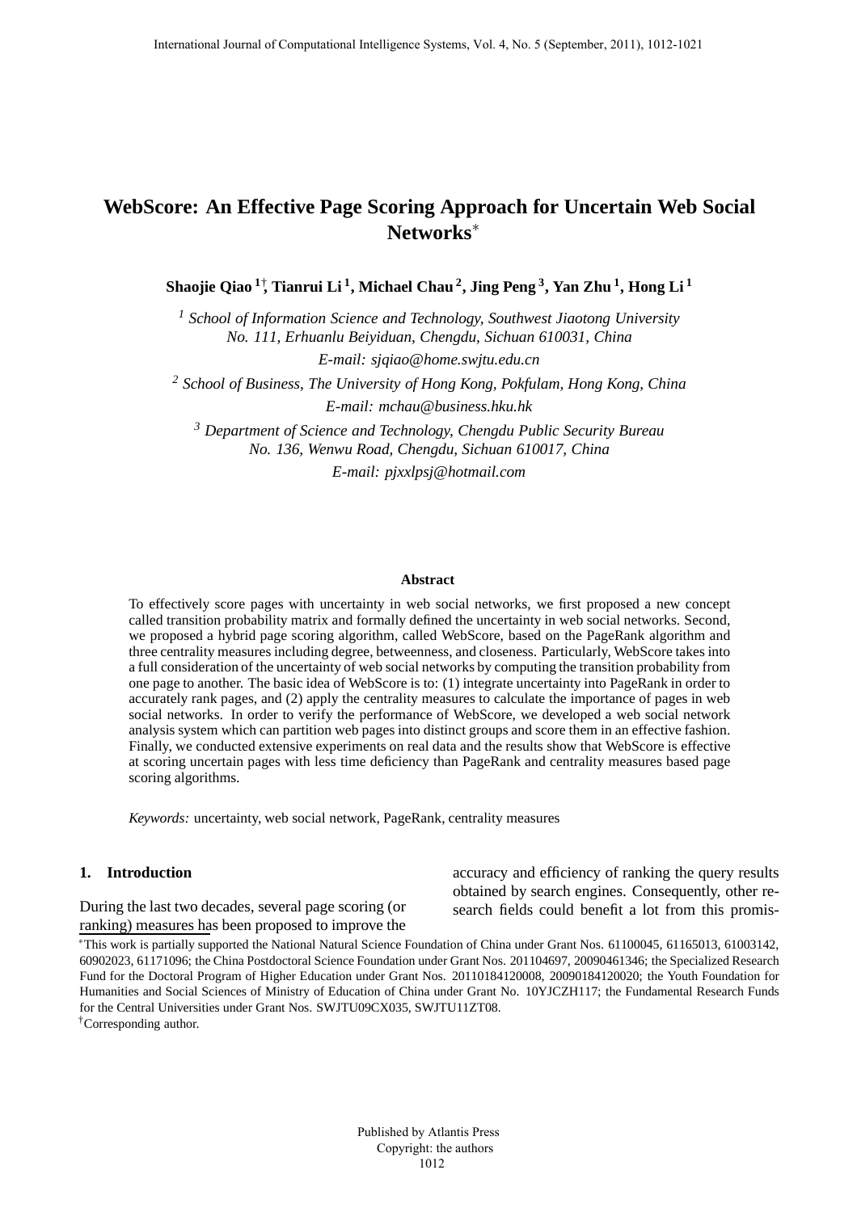# WebScore: An Effective Page Scoring Approach for Uncertain Web Social Networks*

**Shaojie Qiao [1]†, Tianrui Li [1], Michael Chau [2], Jing Peng [3], Yan Zhu [1], Hong Li [1]**

[1] *School of Information Science and Technology, Southwest Jiaotong University*
*No. 111, Erhuanlu Beiyiduan, Chengdu, Sichuan 610031, China*
*E-mail: sjqiao@home.swjtu.edu.cn*

[2] *School of Business, The University of Hong Kong, Pokfulam, Hong Kong, China*
*E-mail: mchau@business.hku.hk*

[3] *Department of Science and Technology, Chengdu Public Security Bureau*
*No. 136, Wenwu Road, Chengdu, Sichuan 610017, China*
*E-mail: pjxxlpsj@hotmail.com*

**Abstract**

To effectively score pages with uncertainty in web social networks, we first proposed a new concept called transition probability matrix and formally defined the uncertainty in web social networks. Second, we proposed a hybrid page scoring algorithm, called WebScore, based on the PageRank algorithm and three centrality measures including degree, betweenness, and closeness. Particularly, WebScore takes into a full consideration of the uncertainty of web social networks by computing the transition probability from one page to another. The basic idea of WebScore is to: (1) integrate uncertainty into PageRank in order to accurately rank pages, and (2) apply the centrality measures to calculate the importance of pages in web social networks. In order to verify the performance of WebScore, we developed a web social network analysis system which can partition web pages into distinct groups and score them in an effective fashion. Finally, we conducted extensive experiments on real data and the results show that WebScore is effective at scoring uncertain pages with less time deficiency than PageRank and centrality measures based page scoring algorithms.

*Keywords:* uncertainty, web social network, PageRank, centrality measures

## 1. Introduction

During the last two decades, several page scoring (or ranking) measures has been proposed to improve the accuracy and efficiency of ranking the query results obtained by search engines. Consequently, other research fields could benefit a lot from this promis-

*This work is partially supported the National Natural Science Foundation of China under Grant Nos. 61100045, 61165013, 61003142, 60902023, 61171096; the China Postdoctoral Science Foundation under Grant Nos. 201104697, 20090461346; the Specialized Research Fund for the Doctoral Program of Higher Education under Grant Nos. 20110184120008, 20090184120020; the Youth Foundation for Humanities and Social Sciences of Ministry of Education of China under Grant No. 10YJCZH117; the Fundamental Research Funds for the Central Universities under Grant Nos. SWJTU09CX035, SWJTU11ZT08.

†Corresponding author.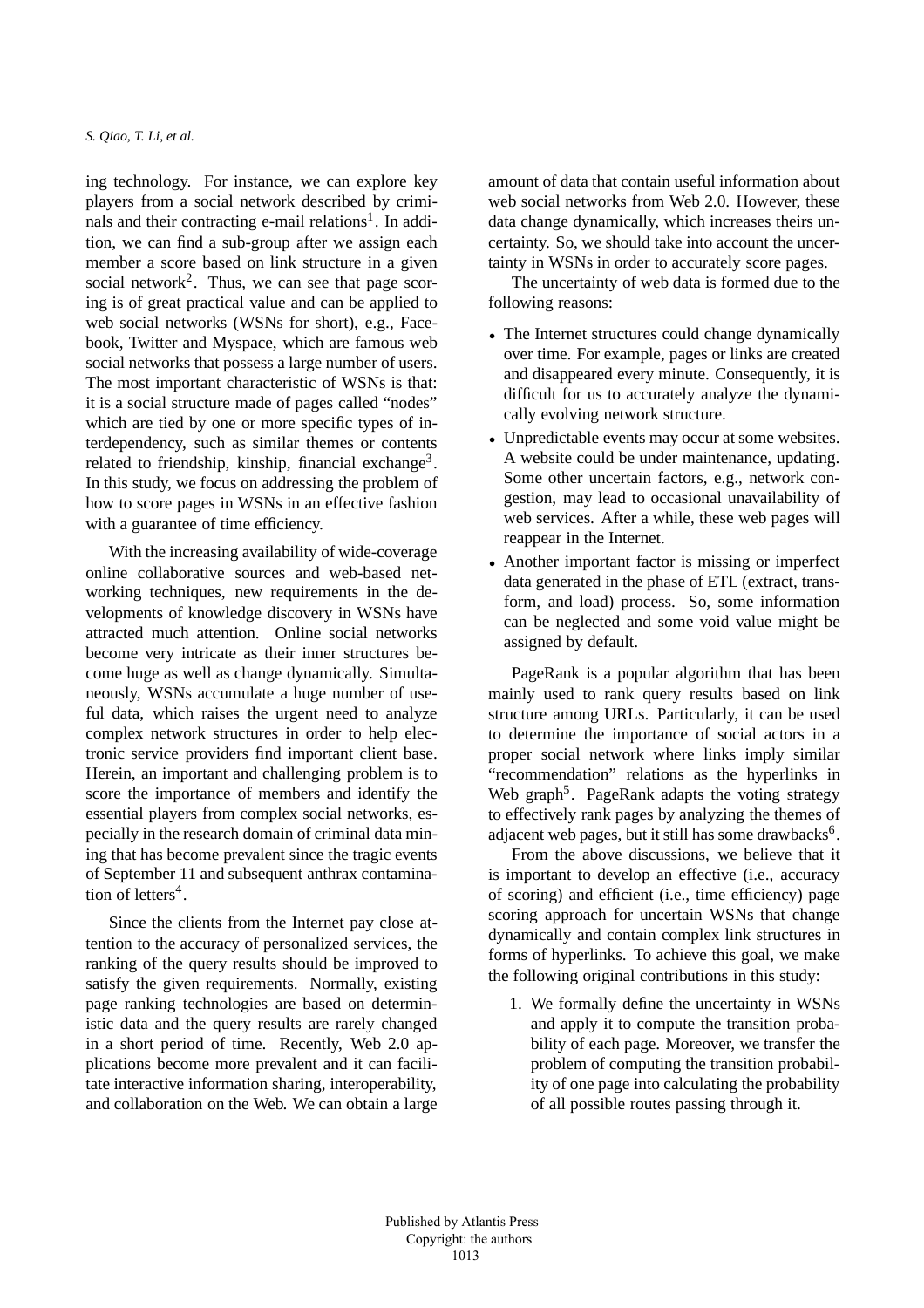ing technology. For instance, we can explore key players from a social network described by criminals and their contracting e-mail relations[1]. In addition, we can find a sub-group after we assign each member a score based on link structure in a given social network[2]. Thus, we can see that page scoring is of great practical value and can be applied to web social networks (WSNs for short), e.g., Facebook, Twitter and Myspace, which are famous web social networks that possess a large number of users. The most important characteristic of WSNs is that: it is a social structure made of pages called "nodes" which are tied by one or more specific types of interdependency, such as similar themes or contents related to friendship, kinship, financial exchange[3]. In this study, we focus on addressing the problem of how to score pages in WSNs in an effective fashion with a guarantee of time efficiency.

With the increasing availability of wide-coverage online collaborative sources and web-based networking techniques, new requirements in the developments of knowledge discovery in WSNs have attracted much attention. Online social networks become very intricate as their inner structures become huge as well as change dynamically. Simultaneously, WSNs accumulate a huge number of useful data, which raises the urgent need to analyze complex network structures in order to help electronic service providers find important client base. Herein, an important and challenging problem is to score the importance of members and identify the essential players from complex social networks, especially in the research domain of criminal data mining that has become prevalent since the tragic events of September 11 and subsequent anthrax contamination of letters[4].

Since the clients from the Internet pay close attention to the accuracy of personalized services, the ranking of the query results should be improved to satisfy the given requirements. Normally, existing page ranking technologies are based on deterministic data and the query results are rarely changed in a short period of time. Recently, Web 2.0 applications become more prevalent and it can facilitate interactive information sharing, interoperability, and collaboration on the Web. We can obtain a large amount of data that contain useful information about web social networks from Web 2.0. However, these data change dynamically, which increases theirs uncertainty. So, we should take into account the uncertainty in WSNs in order to accurately score pages.

The uncertainty of web data is formed due to the following reasons:

- The Internet structures could change dynamically over time. For example, pages or links are created and disappeared every minute. Consequently, it is difficult for us to accurately analyze the dynamically evolving network structure.
- Unpredictable events may occur at some websites. A website could be under maintenance, updating. Some other uncertain factors, e.g., network congestion, may lead to occasional unavailability of web services. After a while, these web pages will reappear in the Internet.
- Another important factor is missing or imperfect data generated in the phase of ETL (extract, transform, and load) process. So, some information can be neglected and some void value might be assigned by default.

PageRank is a popular algorithm that has been mainly used to rank query results based on link structure among URLs. Particularly, it can be used to determine the importance of social actors in a proper social network where links imply similar "recommendation" relations as the hyperlinks in Web graph[5]. PageRank adapts the voting strategy to effectively rank pages by analyzing the themes of adjacent web pages, but it still has some drawbacks[6].

From the above discussions, we believe that it is important to develop an effective (i.e., accuracy of scoring) and efficient (i.e., time efficiency) page scoring approach for uncertain WSNs that change dynamically and contain complex link structures in forms of hyperlinks. To achieve this goal, we make the following original contributions in this study:

1. We formally define the uncertainty in WSNs and apply it to compute the transition probability of each page. Moreover, we transfer the problem of computing the transition probability of one page into calculating the probability of all possible routes passing through it.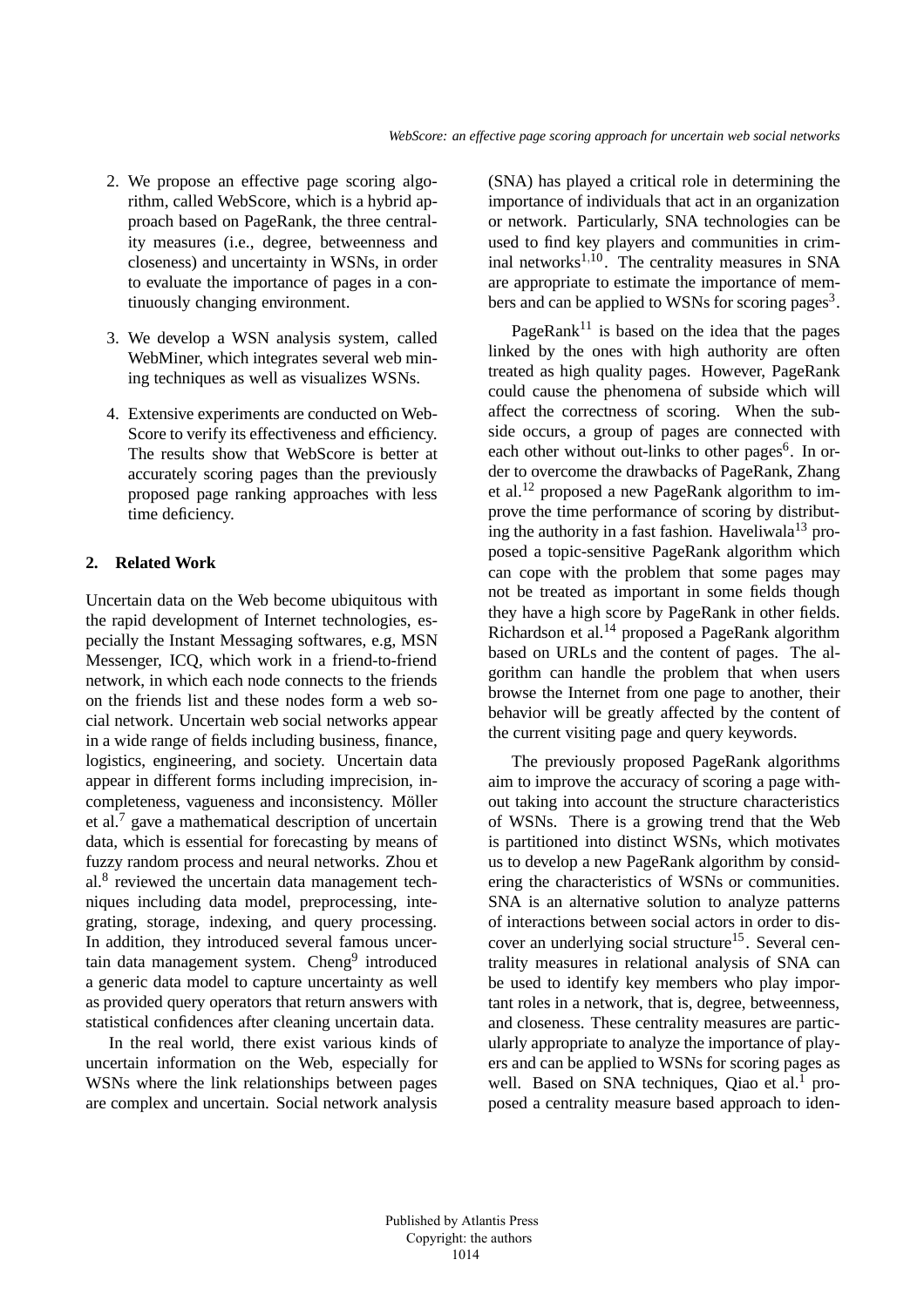2. We propose an effective page scoring algorithm, called WebScore, which is a hybrid approach based on PageRank, the three centrality measures (i.e., degree, betweenness and closeness) and uncertainty in WSNs, in order to evaluate the importance of pages in a continuously changing environment.

3. We develop a WSN analysis system, called WebMiner, which integrates several web mining techniques as well as visualizes WSNs.

4. Extensive experiments are conducted on WebScore to verify its effectiveness and efficiency. The results show that WebScore is better at accurately scoring pages than the previously proposed page ranking approaches with less time deficiency.

## 2. Related Work

Uncertain data on the Web become ubiquitous with the rapid development of Internet technologies, especially the Instant Messaging softwares, e.g, MSN Messenger, ICQ, which work in a friend-to-friend network, in which each node connects to the friends on the friends list and these nodes form a web social network. Uncertain web social networks appear in a wide range of fields including business, finance, logistics, engineering, and society. Uncertain data appear in different forms including imprecision, incompleteness, vagueness and inconsistency. Möller et al.[7] gave a mathematical description of uncertain data, which is essential for forecasting by means of fuzzy random process and neural networks. Zhou et al.[8] reviewed the uncertain data management techniques including data model, preprocessing, integrating, storage, indexing, and query processing. In addition, they introduced several famous uncertain data management system. Cheng[9] introduced a generic data model to capture uncertainty as well as provided query operators that return answers with statistical confidences after cleaning uncertain data.

In the real world, there exist various kinds of uncertain information on the Web, especially for WSNs where the link relationships between pages are complex and uncertain. Social network analysis (SNA) has played a critical role in determining the importance of individuals that act in an organization or network. Particularly, SNA technologies can be used to find key players and communities in criminal networks[1,10]. The centrality measures in SNA are appropriate to estimate the importance of members and can be applied to WSNs for scoring pages[3].

PageRank[11] is based on the idea that the pages linked by the ones with high authority are often treated as high quality pages. However, PageRank could cause the phenomena of subside which will affect the correctness of scoring. When the subside occurs, a group of pages are connected with each other without out-links to other pages[6]. In order to overcome the drawbacks of PageRank, Zhang et al.[12] proposed a new PageRank algorithm to improve the time performance of scoring by distributing the authority in a fast fashion. Haveliwala[13] proposed a topic-sensitive PageRank algorithm which can cope with the problem that some pages may not be treated as important in some fields though they have a high score by PageRank in other fields. Richardson et al.[14] proposed a PageRank algorithm based on URLs and the content of pages. The algorithm can handle the problem that when users browse the Internet from one page to another, their behavior will be greatly affected by the content of the current visiting page and query keywords.

The previously proposed PageRank algorithms aim to improve the accuracy of scoring a page without taking into account the structure characteristics of WSNs. There is a growing trend that the Web is partitioned into distinct WSNs, which motivates us to develop a new PageRank algorithm by considering the characteristics of WSNs or communities. SNA is an alternative solution to analyze patterns of interactions between social actors in order to discover an underlying social structure[15]. Several centrality measures in relational analysis of SNA can be used to identify key members who play important roles in a network, that is, degree, betweenness, and closeness. These centrality measures are particularly appropriate to analyze the importance of players and can be applied to WSNs for scoring pages as well. Based on SNA techniques, Qiao et al.[1] proposed a centrality measure based approach to iden-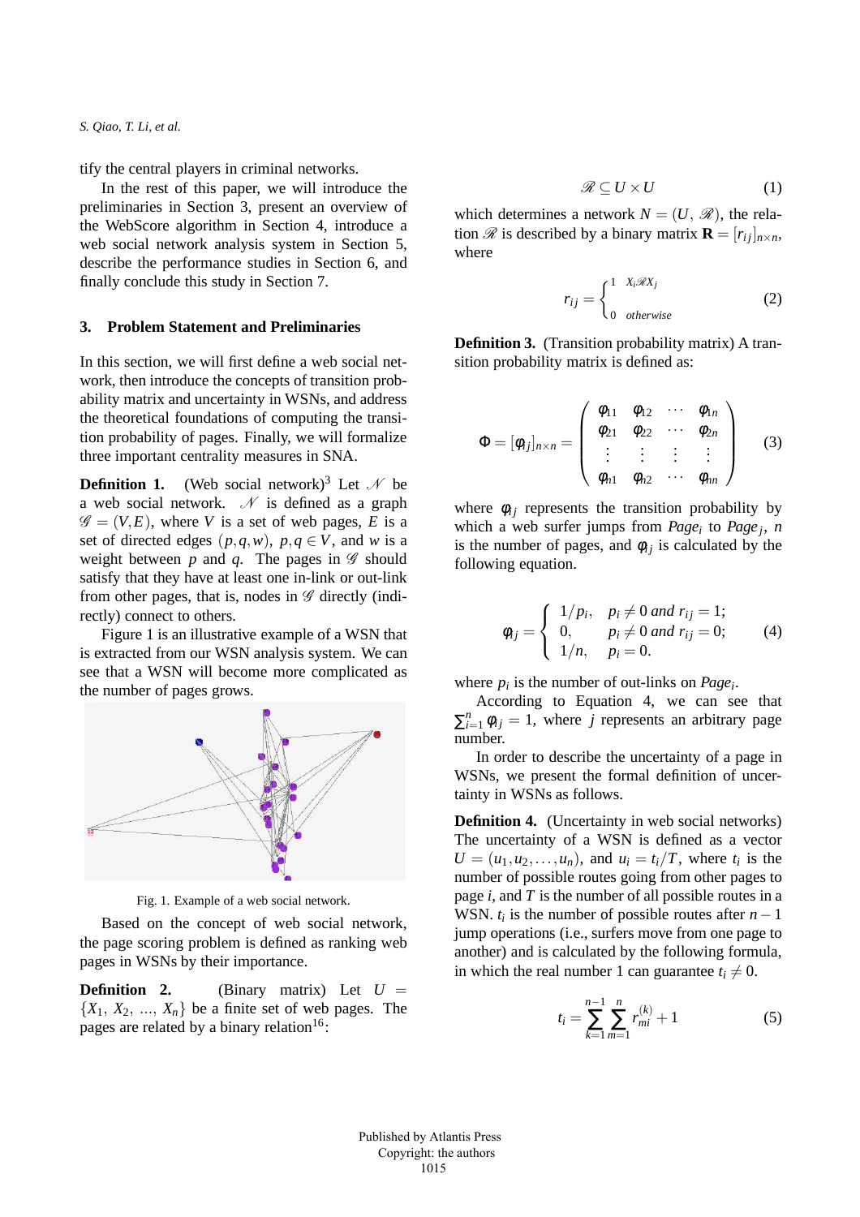tify the central players in criminal networks.

In the rest of this paper, we will introduce the preliminaries in Section 3, present an overview of the WebScore algorithm in Section 4, introduce a web social network analysis system in Section 5, describe the performance studies in Section 6, and finally conclude this study in Section 7.

## 3. Problem Statement and Preliminaries

In this section, we will first define a web social network, then introduce the concepts of transition probability matrix and uncertainty in WSNs, and address the theoretical foundations of computing the transition probability of pages. Finally, we will formalize three important centrality measures in SNA.

**Definition 1.** (Web social network)[3] Let $\mathscr{N}$ be a web social network. $\mathscr{N}$ is defined as a graph $\mathscr{G} = (V, E)$, where $V$ is a set of web pages, $E$ is a set of directed edges $(p, q, w)$, $p, q \in V$, and $w$ is a weight between $p$ and $q$. The pages in $\mathscr{G}$ should satisfy that they have at least one in-link or out-link from other pages, that is, nodes in $\mathscr{G}$ directly (indirectly) connect to others.

Figure 1 is an illustrative example of a WSN that is extracted from our WSN analysis system. We can see that a WSN will become more complicated as the number of pages grows.

Fig. 1. Example of a web social network.

Based on the concept of web social network, the page scoring problem is defined as ranking web pages in WSNs by their importance.

**Definition 2.** (Binary matrix) Let $U = \{X_1, X_2, ..., X_n\}$ be a finite set of web pages. The pages are related by a binary relation[16]:

$$\mathscr{R} \subseteq U \times U \tag{1}$$

which determines a network $N = (U, \mathscr{R})$, the relation $\mathscr{R}$ is described by a binary matrix $\mathbf{R} = [r_{ij}]_{n \times n}$, where

$$r_{ij} = \begin{cases} 1 & X_i \mathscr{R} X_j \\ 0 & otherwise \end{cases} \tag{2}$$

**Definition 3.** (Transition probability matrix) A transition probability matrix is defined as:

$$\Phi = [\varphi_{ij}]_{n \times n} = \begin{pmatrix} \varphi_{11} & \varphi_{12} & \cdots & \varphi_{1n} \\ \varphi_{21} & \varphi_{22} & \cdots & \varphi_{2n} \\ \vdots & \vdots & \vdots & \vdots \\ \varphi_{n1} & \varphi_{n2} & \cdots & \varphi_{nn} \end{pmatrix} \tag{3}$$

where $\varphi_{ij}$ represents the transition probability by which a web surfer jumps from $Page_i$ to $Page_j$, $n$ is the number of pages, and $\varphi_{ij}$ is calculated by the following equation.

$$\varphi_{ij} = \begin{cases} 1/p_i, & p_i \neq 0 \text{ and } r_{ij} = 1; \\ 0, & p_i \neq 0 \text{ and } r_{ij} = 0; \\ 1/n, & p_i = 0. \end{cases} \tag{4}$$

where $p_i$ is the number of out-links on $Page_i$.

According to Equation 4, we can see that $\sum_{i=1}^{n} \varphi_{ij} = 1$, where $j$ represents an arbitrary page number.

In order to describe the uncertainty of a page in WSNs, we present the formal definition of uncertainty in WSNs as follows.

**Definition 4.** (Uncertainty in web social networks) The uncertainty of a WSN is defined as a vector $U = (u_1, u_2, \ldots, u_n)$, and $u_i = t_i/T$, where $t_i$ is the number of possible routes going from other pages to page $i$, and $T$ is the number of all possible routes in a WSN. $t_i$ is the number of possible routes after $n-1$ jump operations (i.e., surfers move from one page to another) and is calculated by the following formula, in which the real number 1 can guarantee $t_i \neq 0$.

$$t_i = \sum_{k=1}^{n-1} \sum_{m=1}^{n} r_{mi}^{(k)} + 1 \tag{5}$$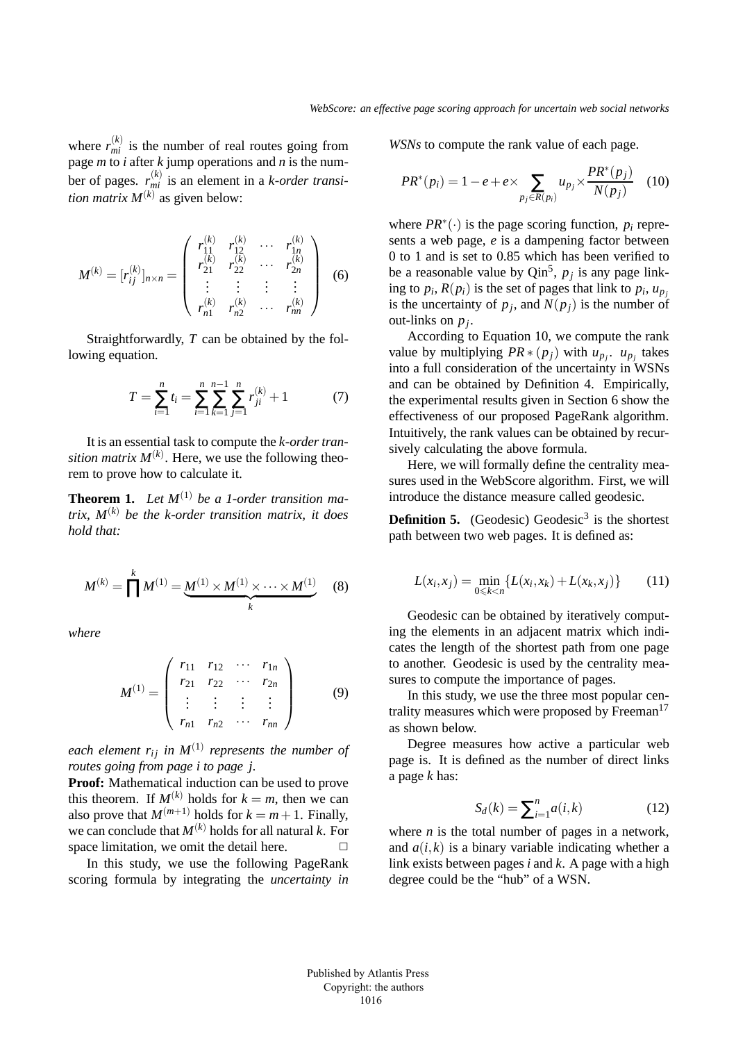where $r_{mi}^{(k)}$ is the number of real routes going from page $m$ to $i$ after $k$ jump operations and $n$ is the number of pages. $r_{mi}^{(k)}$ is an element in a *k-order transition matrix* $M^{(k)}$ as given below:

$$M^{(k)} = [r_{ij}^{(k)}]_{n\times n} = \begin{pmatrix} r_{11}^{(k)} & r_{12}^{(k)} & \cdots & r_{1n}^{(k)} \\ r_{21}^{(k)} & r_{22}^{(k)} & \cdots & r_{2n}^{(k)} \\ \vdots & \vdots & \vdots & \vdots \\ r_{n1}^{(k)} & r_{n2}^{(k)} & \cdots & r_{nn}^{(k)} \end{pmatrix} \quad (6)$$

Straightforwardly, $T$ can be obtained by the following equation.

$$T = \sum_{i=1}^{n} t_i = \sum_{i=1}^{n}\sum_{k=1}^{n-1}\sum_{j=1}^{n} r_{ji}^{(k)} + 1 \quad (7)$$

It is an essential task to compute the *k-order transition matrix* $M^{(k)}$. Here, we use the following theorem to prove how to calculate it.

**Theorem 1.** *Let $M^{(1)}$ be a 1-order transition matrix, $M^{(k)}$ be the k-order transition matrix, it does hold that:*

$$M^{(k)} = \prod^{k} M^{(1)} = \underbrace{M^{(1)} \times M^{(1)} \times \cdots \times M^{(1)}}_{k} \quad (8)$$

*where*

$$M^{(1)} = \begin{pmatrix} r_{11} & r_{12} & \cdots & r_{1n} \\ r_{21} & r_{22} & \cdots & r_{2n} \\ \vdots & \vdots & \vdots & \vdots \\ r_{n1} & r_{n2} & \cdots & r_{nn} \end{pmatrix} \quad (9)$$

*each element $r_{ij}$ in $M^{(1)}$ represents the number of routes going from page i to page j.*

**Proof:** Mathematical induction can be used to prove this theorem. If $M^{(k)}$ holds for $k = m$, then we can also prove that $M^{(m+1)}$ holds for $k = m+1$. Finally, we can conclude that $M^{(k)}$ holds for all natural $k$. For space limitation, we omit the detail here. □

In this study, we use the following PageRank scoring formula by integrating the *uncertainty in WSNs* to compute the rank value of each page.

$$PR^*(p_i) = 1 - e + e \times \sum_{p_j \in R(p_i)} u_{p_j} \times \frac{PR^*(p_j)}{N(p_j)} \quad (10)$$

where $PR^*(\cdot)$ is the page scoring function, $p_i$ represents a web page, $e$ is a dampening factor between 0 to 1 and is set to 0.85 which has been verified to be a reasonable value by Qin[5], $p_j$ is any page linking to $p_i$, $R(p_i)$ is the set of pages that link to $p_i$, $u_{p_j}$ is the uncertainty of $p_j$, and $N(p_j)$ is the number of out-links on $p_j$.

According to Equation 10, we compute the rank value by multiplying $PR*(p_j)$ with $u_{p_j}$. $u_{p_j}$ takes into a full consideration of the uncertainty in WSNs and can be obtained by Definition 4. Empirically, the experimental results given in Section 6 show the effectiveness of our proposed PageRank algorithm. Intuitively, the rank values can be obtained by recursively calculating the above formula.

Here, we will formally define the centrality measures used in the WebScore algorithm. First, we will introduce the distance measure called geodesic.

**Definition 5.** (Geodesic) Geodesic[3] is the shortest path between two web pages. It is defined as:

$$L(x_i, x_j) = \min_{0 \leqslant k < n} \{L(x_i, x_k) + L(x_k, x_j)\} \quad (11)$$

Geodesic can be obtained by iteratively computing the elements in an adjacent matrix which indicates the length of the shortest path from one page to another. Geodesic is used by the centrality measures to compute the importance of pages.

In this study, we use the three most popular centrality measures which were proposed by Freeman[17] as shown below.

Degree measures how active a particular web page is. It is defined as the number of direct links a page $k$ has:

$$S_d(k) = \sum\nolimits_{i=1}^{n} a(i,k) \quad (12)$$

where $n$ is the total number of pages in a network, and $a(i,k)$ is a binary variable indicating whether a link exists between pages $i$ and $k$. A page with a high degree could be the "hub" of a WSN.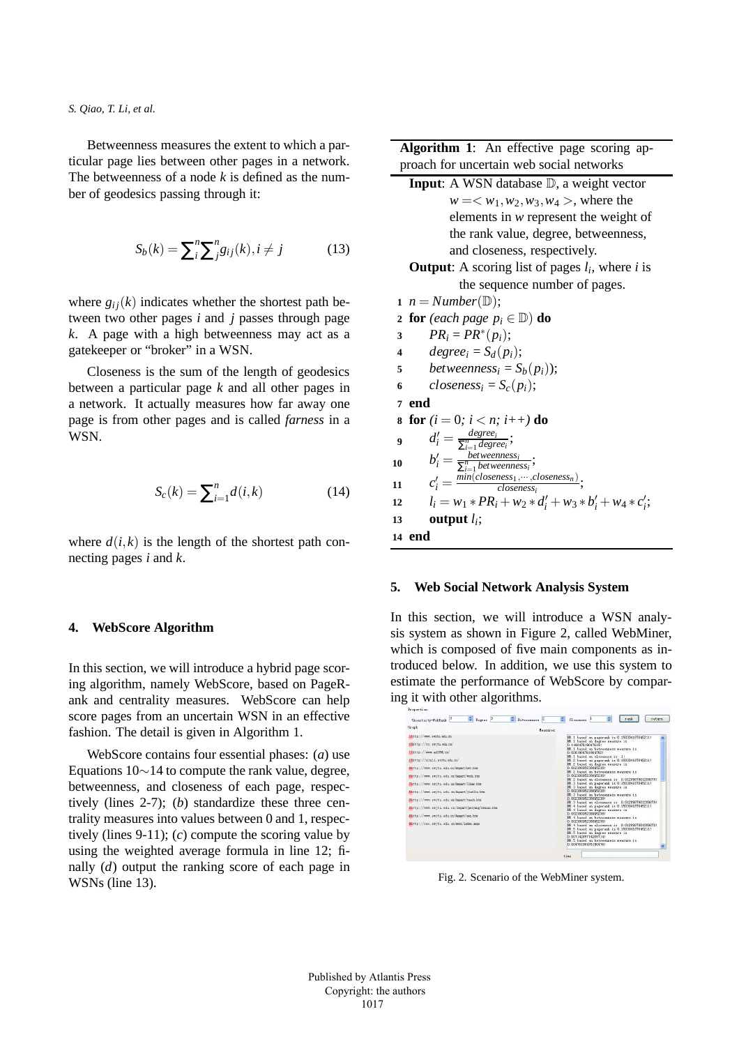Betweenness measures the extent to which a particular page lies between other pages in a network. The betweenness of a node $k$ is defined as the number of geodesics passing through it:

$$S_b(k) = \sum_i^n \sum_j^n g_{ij}(k), i \neq j \tag{13}$$

where $g_{ij}(k)$ indicates whether the shortest path between two other pages $i$ and $j$ passes through page $k$. A page with a high betweenness may act as a gatekeeper or "broker" in a WSN.

Closeness is the sum of the length of geodesics between a particular page $k$ and all other pages in a network. It actually measures how far away one page is from other pages and is called *farness* in a WSN.

$$S_c(k) = \sum_{i=1}^n d(i,k) \tag{14}$$

where $d(i,k)$ is the length of the shortest path connecting pages $i$ and $k$.

## 4. WebScore Algorithm

In this section, we will introduce a hybrid page scoring algorithm, namely WebScore, based on PageRank and centrality measures. WebScore can help score pages from an uncertain WSN in an effective fashion. The detail is given in Algorithm 1.

WebScore contains four essential phases: (*a*) use Equations 10∼14 to compute the rank value, degree, betweenness, and closeness of each page, respectively (lines 2-7); (*b*) standardize these three centrality measures into values between 0 and 1, respectively (lines 9-11); (*c*) compute the scoring value by using the weighted average formula in line 12; finally (*d*) output the ranking score of each page in WSNs (line 13).

**Algorithm 1**: An effective page scoring approach for uncertain web social networks

**Input**: A WSN database $\mathbb{D}$, a weight vector $w = < w_1, w_2, w_3, w_4 >$, where the elements in $w$ represent the weight of the rank value, degree, betweenness, and closeness, respectively.

**Output**: A scoring list of pages $l_i$, where $i$ is the sequence number of pages.

1. $n = Number(\mathbb{D})$;
2. **for** *(each page* $p_i \in \mathbb{D}$*)* **do**
3. $\quad PR_i = PR^*(p_i)$;
4. $\quad degree_i = S_d(p_i)$;
5. $\quad betweenness_i = S_b(p_i)$);
6. $\quad closeness_i = S_c(p_i)$;
7. **end**
8. **for** *(*$i = 0$*;* $i < n$*;* $i$*++)* **do**
9. $\quad d'_i = \frac{degree_i}{\sum_{i=1}^n degree_i}$;
10. $\quad b'_i = \frac{betweenness_i}{\sum_{i=1}^n betweenness_i}$;
11. $\quad c'_i = \frac{min(closeness_1,\cdots,closeness_n)}{closeness_i}$;
12. $\quad l_i = w_1 * PR_i + w_2 * d'_i + w_3 * b'_i + w_4 * c'_i$;
13. $\quad$ **output** $l_i$;
14. **end**

## 5. Web Social Network Analysis System

In this section, we will introduce a WSN analysis system as shown in Figure 2, called WebMiner, which is composed of five main components as introduced below. In addition, we use this system to estimate the performance of WebScore by comparing it with other algorithms.

Fig. 2. Scenario of the WebMiner system.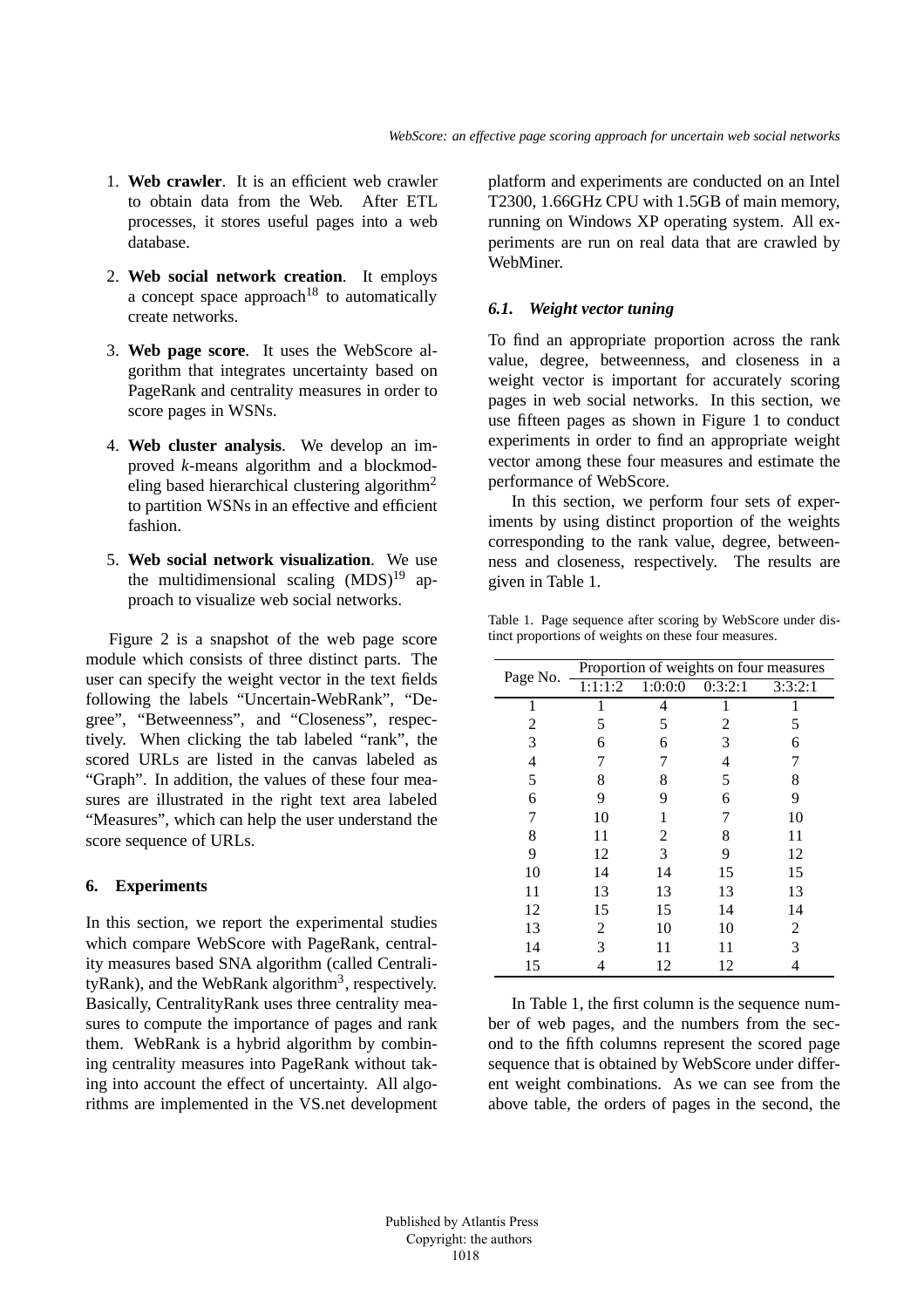1. **Web crawler**. It is an efficient web crawler to obtain data from the Web. After ETL processes, it stores useful pages into a web database.

2. **Web social network creation**. It employs a concept space approach[18] to automatically create networks.

3. **Web page score**. It uses the WebScore algorithm that integrates uncertainty based on PageRank and centrality measures in order to score pages in WSNs.

4. **Web cluster analysis**. We develop an improved *k*-means algorithm and a blockmodeling based hierarchical clustering algorithm[2] to partition WSNs in an effective and efficient fashion.

5. **Web social network visualization**. We use the multidimensional scaling (MDS)[19] approach to visualize web social networks.

Figure 2 is a snapshot of the web page score module which consists of three distinct parts. The user can specify the weight vector in the text fields following the labels "Uncertain-WebRank", "Degree", "Betweenness", and "Closeness", respectively. When clicking the tab labeled "rank", the scored URLs are listed in the canvas labeled as "Graph". In addition, the values of these four measures are illustrated in the right text area labeled "Measures", which can help the user understand the score sequence of URLs.

## 6. Experiments

In this section, we report the experimental studies which compare WebScore with PageRank, centrality measures based SNA algorithm (called CentralityRank), and the WebRank algorithm[3], respectively. Basically, CentralityRank uses three centrality measures to compute the importance of pages and rank them. WebRank is a hybrid algorithm by combining centrality measures into PageRank without taking into account the effect of uncertainty. All algorithms are implemented in the VS.net development platform and experiments are conducted on an Intel T2300, 1.66GHz CPU with 1.5GB of main memory, running on Windows XP operating system. All experiments are run on real data that are crawled by WebMiner.

### *6.1. Weight vector tuning*

To find an appropriate proportion across the rank value, degree, betweenness, and closeness in a weight vector is important for accurately scoring pages in web social networks. In this section, we use fifteen pages as shown in Figure 1 to conduct experiments in order to find an appropriate weight vector among these four measures and estimate the performance of WebScore.

In this section, we perform four sets of experiments by using distinct proportion of the weights corresponding to the rank value, degree, betweenness and closeness, respectively. The results are given in Table 1.

Table 1. Page sequence after scoring by WebScore under distinct proportions of weights on these four measures.

| Page No. | Proportion of weights on four measures | | | |
|---|---|---|---|---|
| | 1:1:1:2 | 1:0:0:0 | 0:3:2:1 | 3:3:2:1 |
| 1 | 1 | 4 | 1 | 1 |
| 2 | 5 | 5 | 2 | 5 |
| 3 | 6 | 6 | 3 | 6 |
| 4 | 7 | 7 | 4 | 7 |
| 5 | 8 | 8 | 5 | 8 |
| 6 | 9 | 9 | 6 | 9 |
| 7 | 10 | 1 | 7 | 10 |
| 8 | 11 | 2 | 8 | 11 |
| 9 | 12 | 3 | 9 | 12 |
| 10 | 14 | 14 | 15 | 15 |
| 11 | 13 | 13 | 13 | 13 |
| 12 | 15 | 15 | 14 | 14 |
| 13 | 2 | 10 | 10 | 2 |
| 14 | 3 | 11 | 11 | 3 |
| 15 | 4 | 12 | 12 | 4 |

In Table 1, the first column is the sequence number of web pages, and the numbers from the second to the fifth columns represent the scored page sequence that is obtained by WebScore under different weight combinations. As we can see from the above table, the orders of pages in the second, the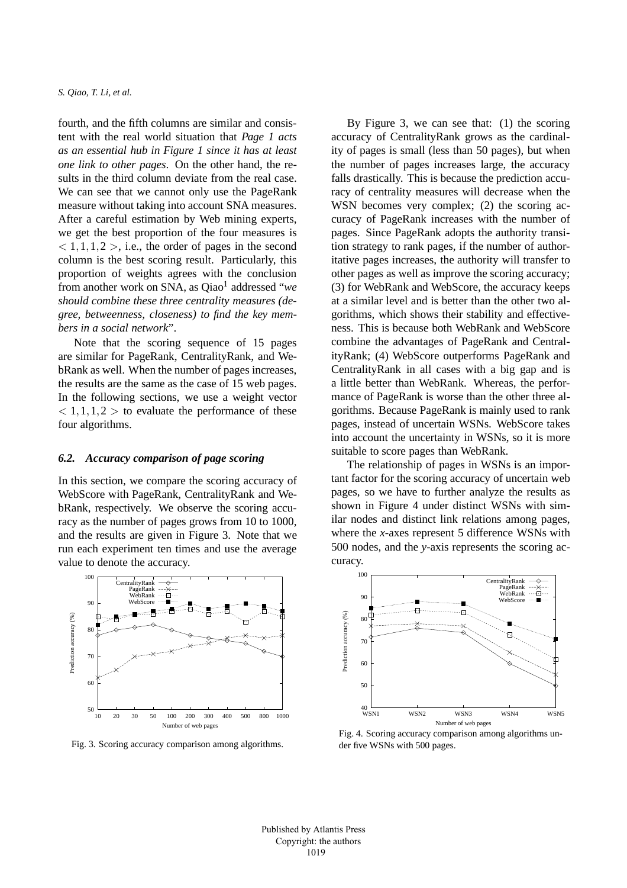fourth, and the fifth columns are similar and consistent with the real world situation that *Page 1 acts as an essential hub in Figure 1 since it has at least one link to other pages*. On the other hand, the results in the third column deviate from the real case. We can see that we cannot only use the PageRank measure without taking into account SNA measures. After a careful estimation by Web mining experts, we get the best proportion of the four measures is $< 1, 1, 1, 2 >$, i.e., the order of pages in the second column is the best scoring result. Particularly, this proportion of weights agrees with the conclusion from another work on SNA, as Qiao[1] addressed "*we should combine these three centrality measures (degree, betweenness, closeness) to find the key members in a social network*".

Note that the scoring sequence of 15 pages are similar for PageRank, CentralityRank, and WebRank as well. When the number of pages increases, the results are the same as the case of 15 web pages. In the following sections, we use a weight vector $< 1, 1, 1, 2 >$ to evaluate the performance of these four algorithms.

### 6.2. Accuracy comparison of page scoring

In this section, we compare the scoring accuracy of WebScore with PageRank, CentralityRank and WebRank, respectively. We observe the scoring accuracy as the number of pages grows from 10 to 1000, and the results are given in Figure 3. Note that we run each experiment ten times and use the average value to denote the accuracy.

Fig. 3. Scoring accuracy comparison among algorithms.

By Figure 3, we can see that: (1) the scoring accuracy of CentralityRank grows as the cardinality of pages is small (less than 50 pages), but when the number of pages increases large, the accuracy falls drastically. This is because the prediction accuracy of centrality measures will decrease when the WSN becomes very complex; (2) the scoring accuracy of PageRank increases with the number of pages. Since PageRank adopts the authority transition strategy to rank pages, if the number of authoritative pages increases, the authority will transfer to other pages as well as improve the scoring accuracy; (3) for WebRank and WebScore, the accuracy keeps at a similar level and is better than the other two algorithms, which shows their stability and effectiveness. This is because both WebRank and WebScore combine the advantages of PageRank and CentralityRank; (4) WebScore outperforms PageRank and CentralityRank in all cases with a big gap and is a little better than WebRank. Whereas, the performance of PageRank is worse than the other three algorithms. Because PageRank is mainly used to rank pages, instead of uncertain WSNs. WebScore takes into account the uncertainty in WSNs, so it is more suitable to score pages than WebRank.

The relationship of pages in WSNs is an important factor for the scoring accuracy of uncertain web pages, so we have to further analyze the results as shown in Figure 4 under distinct WSNs with similar nodes and distinct link relations among pages, where the *x*-axes represent 5 difference WSNs with 500 nodes, and the *y*-axis represents the scoring accuracy.

Fig. 4. Scoring accuracy comparison among algorithms under five WSNs with 500 pages.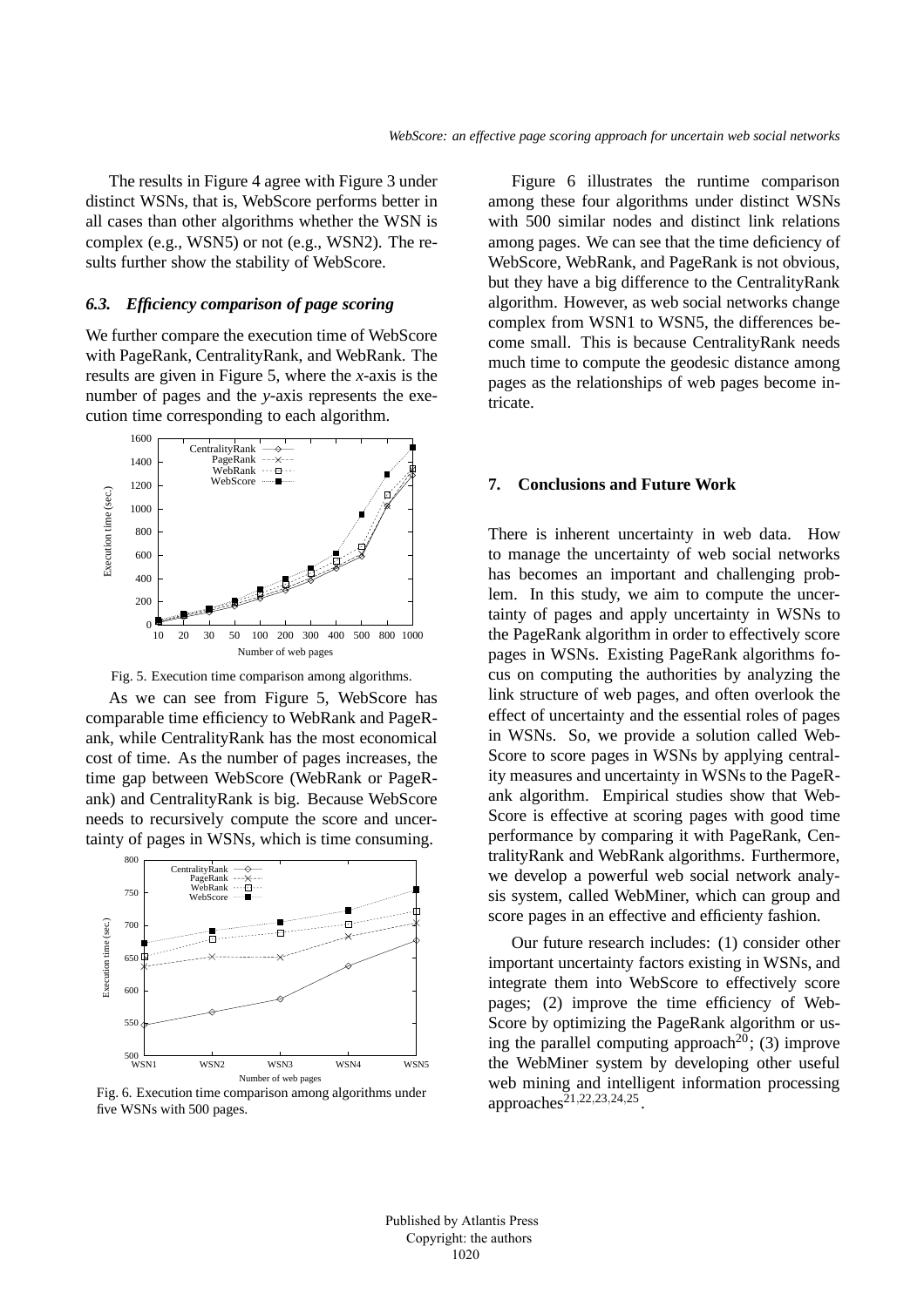The results in Figure 4 agree with Figure 3 under distinct WSNs, that is, WebScore performs better in all cases than other algorithms whether the WSN is complex (e.g., WSN5) or not (e.g., WSN2). The results further show the stability of WebScore.

### *6.3. Efficiency comparison of page scoring*

We further compare the execution time of WebScore with PageRank, CentralityRank, and WebRank. The results are given in Figure 5, where the *x*-axis is the number of pages and the *y*-axis represents the execution time corresponding to each algorithm.

Fig. 5. Execution time comparison among algorithms.

As we can see from Figure 5, WebScore has comparable time efficiency to WebRank and PageRank, while CentralityRank has the most economical cost of time. As the number of pages increases, the time gap between WebScore (WebRank or PageRank) and CentralityRank is big. Because WebScore needs to recursively compute the score and uncertainty of pages in WSNs, which is time consuming.

Fig. 6. Execution time comparison among algorithms under five WSNs with 500 pages.

Figure 6 illustrates the runtime comparison among these four algorithms under distinct WSNs with 500 similar nodes and distinct link relations among pages. We can see that the time deficiency of WebScore, WebRank, and PageRank is not obvious, but they have a big difference to the CentralityRank algorithm. However, as web social networks change complex from WSN1 to WSN5, the differences become small. This is because CentralityRank needs much time to compute the geodesic distance among pages as the relationships of web pages become intricate.

## 7. Conclusions and Future Work

There is inherent uncertainty in web data. How to manage the uncertainty of web social networks has becomes an important and challenging problem. In this study, we aim to compute the uncertainty of pages and apply uncertainty in WSNs to the PageRank algorithm in order to effectively score pages in WSNs. Existing PageRank algorithms focus on computing the authorities by analyzing the link structure of web pages, and often overlook the effect of uncertainty and the essential roles of pages in WSNs. So, we provide a solution called WebScore to score pages in WSNs by applying centrality measures and uncertainty in WSNs to the PageRank algorithm. Empirical studies show that WebScore is effective at scoring pages with good time performance by comparing it with PageRank, CentralityRank and WebRank algorithms. Furthermore, we develop a powerful web social network analysis system, called WebMiner, which can group and score pages in an effective and efficienty fashion.

Our future research includes: (1) consider other important uncertainty factors existing in WSNs, and integrate them into WebScore to effectively score pages; (2) improve the time efficiency of WebScore by optimizing the PageRank algorithm or using the parallel computing approach[20]; (3) improve the WebMiner system by developing other useful web mining and intelligent information processing approaches[21,22,23,24,25].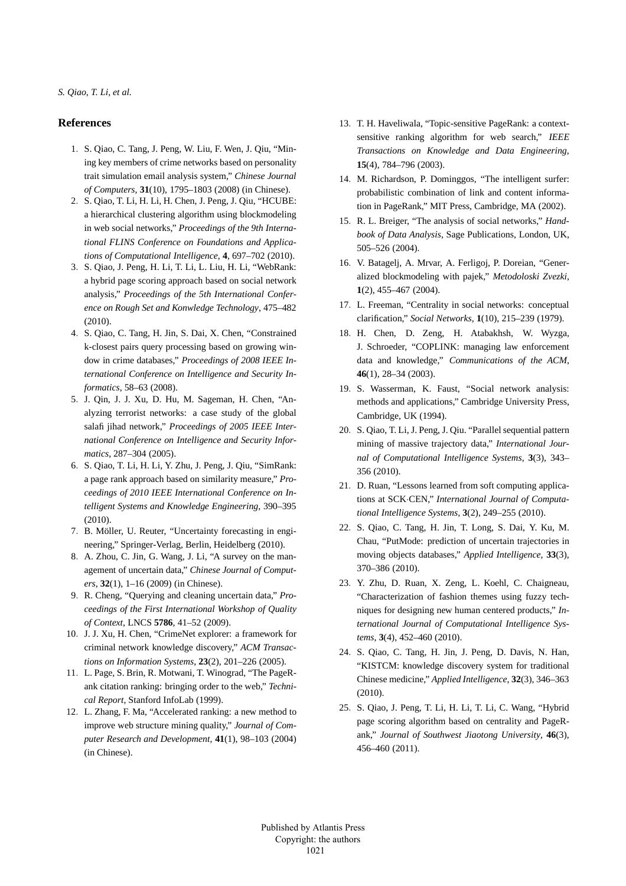## References

1. S. Qiao, C. Tang, J. Peng, W. Liu, F. Wen, J. Qiu, "Mining key members of crime networks based on personality trait simulation email analysis system," *Chinese Journal of Computers*, **31**(10), 1795–1803 (2008) (in Chinese).
2. S. Qiao, T. Li, H. Li, H. Chen, J. Peng, J. Qiu, "HCUBE: a hierarchical clustering algorithm using blockmodeling in web social networks," *Proceedings of the 9th International FLINS Conference on Foundations and Applications of Computational Intelligence*, **4**, 697–702 (2010).
3. S. Qiao, J. Peng, H. Li, T. Li, L. Liu, H. Li, "WebRank: a hybrid page scoring approach based on social network analysis," *Proceedings of the 5th International Conference on Rough Set and Konwledge Technology*, 475–482 (2010).
4. S. Qiao, C. Tang, H. Jin, S. Dai, X. Chen, "Constrained k-closest pairs query processing based on growing window in crime databases," *Proceedings of 2008 IEEE International Conference on Intelligence and Security Informatics*, 58–63 (2008).
5. J. Qin, J. J. Xu, D. Hu, M. Sageman, H. Chen, "Analyzing terrorist networks: a case study of the global salafi jihad network," *Proceedings of 2005 IEEE International Conference on Intelligence and Security Informatics*, 287–304 (2005).
6. S. Qiao, T. Li, H. Li, Y. Zhu, J. Peng, J. Qiu, "SimRank: a page rank approach based on similarity measure," *Proceedings of 2010 IEEE International Conference on Intelligent Systems and Knowledge Engineering*, 390–395 (2010).
7. B. Möller, U. Reuter, "Uncertainty forecasting in engineering," Springer-Verlag, Berlin, Heidelberg (2010).
8. A. Zhou, C. Jin, G. Wang, J. Li, "A survey on the management of uncertain data," *Chinese Journal of Computers*, **32**(1), 1–16 (2009) (in Chinese).
9. R. Cheng, "Querying and cleaning uncertain data," *Proceedings of the First International Workshop of Quality of Context*, LNCS **5786**, 41–52 (2009).
10. J. J. Xu, H. Chen, "CrimeNet explorer: a framework for criminal network knowledge discovery," *ACM Transactions on Information Systems*, **23**(2), 201–226 (2005).
11. L. Page, S. Brin, R. Motwani, T. Winograd, "The PageRank citation ranking: bringing order to the web," *Technical Report*, Stanford InfoLab (1999).
12. L. Zhang, F. Ma, "Accelerated ranking: a new method to improve web structure mining quality," *Journal of Computer Research and Development*, **41**(1), 98–103 (2004) (in Chinese).
13. T. H. Haveliwala, "Topic-sensitive PageRank: a context-sensitive ranking algorithm for web search," *IEEE Transactions on Knowledge and Data Engineering*, **15**(4), 784–796 (2003).
14. M. Richardson, P. Domingos, "The intelligent surfer: probabilistic combination of link and content information in PageRank," MIT Press, Cambridge, MA (2002).
15. R. L. Breiger, "The analysis of social networks," *Handbook of Data Analysis*, Sage Publications, London, UK, 505–526 (2004).
16. V. Batagelj, A. Mrvar, A. Ferligoj, P. Doreian, "Generalized blockmodeling with pajek," *Metodoloski Zvezki*, **1**(2), 455–467 (2004).
17. L. Freeman, "Centrality in social networks: conceptual clarification," *Social Networks*, **1**(10), 215–239 (1979).
18. H. Chen, D. Zeng, H. Atabakhsh, W. Wyzga, J. Schroeder, "COPLINK: managing law enforcement data and knowledge," *Communications of the ACM*, **46**(1), 28–34 (2003).
19. S. Wasserman, K. Faust, "Social network analysis: methods and applications," Cambridge University Press, Cambridge, UK (1994).
20. S. Qiao, T. Li, J. Peng, J. Qiu. "Parallel sequential pattern mining of massive trajectory data," *International Journal of Computational Intelligence Systems*, **3**(3), 343–356 (2010).
21. D. Ruan, "Lessons learned from soft computing applications at SCK·CEN," *International Journal of Computational Intelligence Systems*, **3**(2), 249–255 (2010).
22. S. Qiao, C. Tang, H. Jin, T. Long, S. Dai, Y. Ku, M. Chau, "PutMode: prediction of uncertain trajectories in moving objects databases," *Applied Intelligence*, **33**(3), 370–386 (2010).
23. Y. Zhu, D. Ruan, X. Zeng, L. Koehl, C. Chaigneau, "Characterization of fashion themes using fuzzy techniques for designing new human centered products," *International Journal of Computational Intelligence Systems*, **3**(4), 452–460 (2010).
24. S. Qiao, C. Tang, H. Jin, J. Peng, D. Davis, N. Han, "KISTCM: knowledge discovery system for traditional Chinese medicine," *Applied Intelligence*, **32**(3), 346–363 (2010).
25. S. Qiao, J. Peng, T. Li, H. Li, T. Li, C. Wang, "Hybrid page scoring algorithm based on centrality and PageRank," *Journal of Southwest Jiaotong University*, **46**(3), 456–460 (2011).